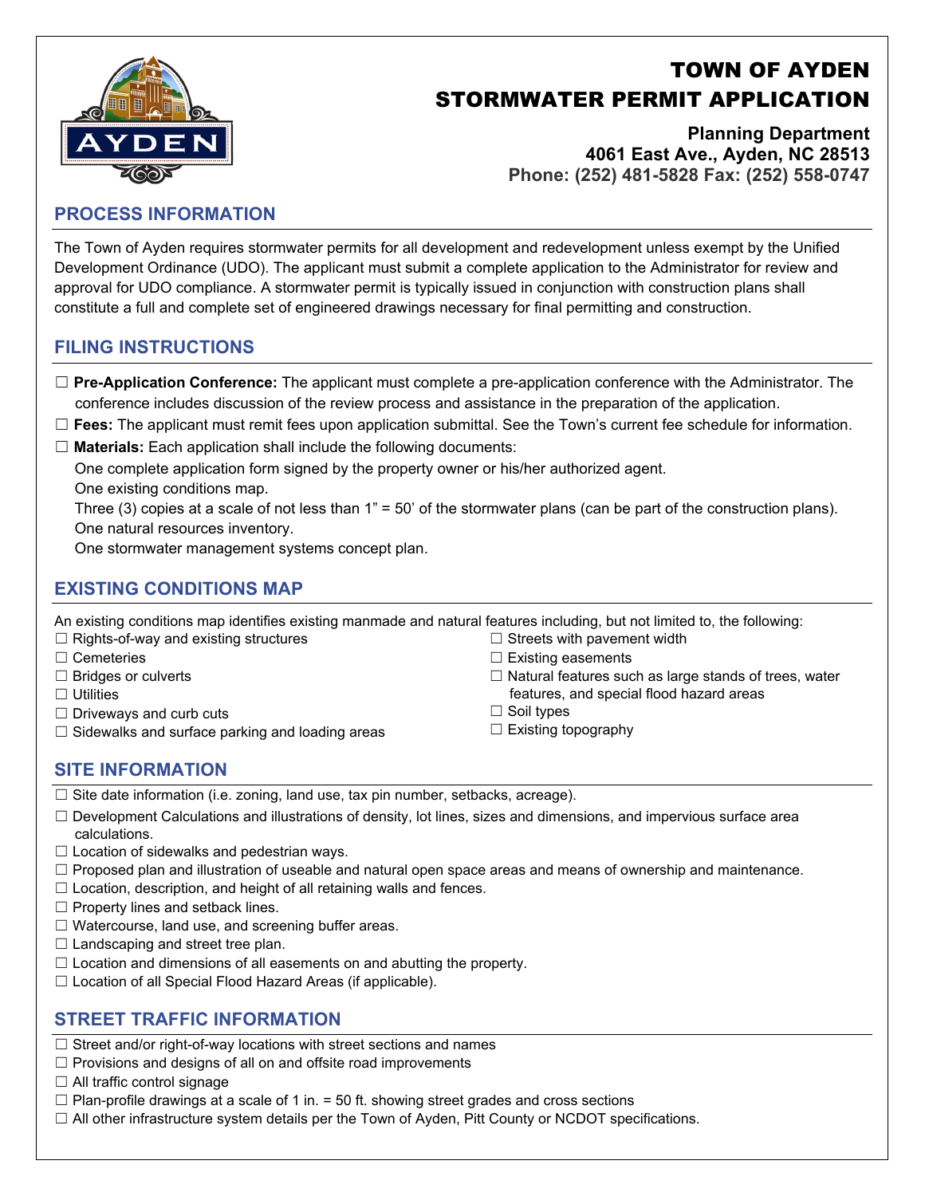# TOWN OF AYDEN
# STORMWATER PERMIT APPLICATION

**Planning Department**
**4061 East Ave., Ayden, NC 28513**
**Phone: (252) 481-5828 Fax: (252) 558-0747**

## PROCESS INFORMATION

The Town of Ayden requires stormwater permits for all development and redevelopment unless exempt by the Unified Development Ordinance (UDO). The applicant must submit a complete application to the Administrator for review and approval for UDO compliance. A stormwater permit is typically issued in conjunction with construction plans shall constitute a full and complete set of engineered drawings necessary for final permitting and construction.

## FILING INSTRUCTIONS

☐ **Pre-Application Conference:** The applicant must complete a pre-application conference with the Administrator. The conference includes discussion of the review process and assistance in the preparation of the application.

☐ **Fees:** The applicant must remit fees upon application submittal. See the Town's current fee schedule for information.

☐ **Materials:** Each application shall include the following documents:

One complete application form signed by the property owner or his/her authorized agent.
One existing conditions map.
Three (3) copies at a scale of not less than 1" = 50' of the stormwater plans (can be part of the construction plans).
One natural resources inventory.
One stormwater management systems concept plan.

## EXISTING CONDITIONS MAP

An existing conditions map identifies existing manmade and natural features including, but not limited to, the following:

☐ Rights-of-way and existing structures
☐ Cemeteries
☐ Bridges or culverts
☐ Utilities
☐ Driveways and curb cuts
☐ Sidewalks and surface parking and loading areas
☐ Streets with pavement width
☐ Existing easements
☐ Natural features such as large stands of trees, water features, and special flood hazard areas
☐ Soil types
☐ Existing topography

## SITE INFORMATION

☐ Site date information (i.e. zoning, land use, tax pin number, setbacks, acreage).
☐ Development Calculations and illustrations of density, lot lines, sizes and dimensions, and impervious surface area calculations.
☐ Location of sidewalks and pedestrian ways.
☐ Proposed plan and illustration of useable and natural open space areas and means of ownership and maintenance.
☐ Location, description, and height of all retaining walls and fences.
☐ Property lines and setback lines.
☐ Watercourse, land use, and screening buffer areas.
☐ Landscaping and street tree plan.
☐ Location and dimensions of all easements on and abutting the property.
☐ Location of all Special Flood Hazard Areas (if applicable).

## STREET TRAFFIC INFORMATION

☐ Street and/or right-of-way locations with street sections and names
☐ Provisions and designs of all on and offsite road improvements
☐ All traffic control signage
☐ Plan-profile drawings at a scale of 1 in. = 50 ft. showing street grades and cross sections
☐ All other infrastructure system details per the Town of Ayden, Pitt County or NCDOT specifications.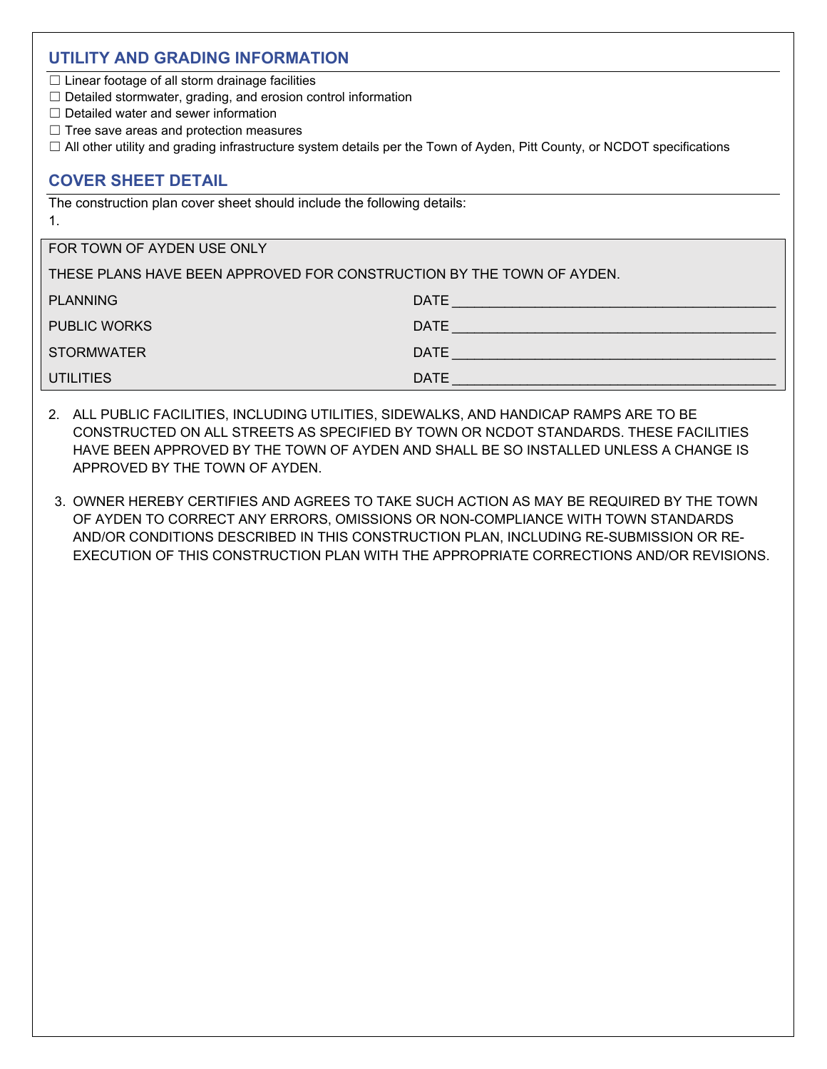## UTILITY AND GRADING INFORMATION

- ☐ Linear footage of all storm drainage facilities
- ☐ Detailed stormwater, grading, and erosion control information
- ☐ Detailed water and sewer information
- ☐ Tree save areas and protection measures
- ☐ All other utility and grading infrastructure system details per the Town of Ayden, Pitt County, or NCDOT specifications

## COVER SHEET DETAIL

The construction plan cover sheet should include the following details:

1.

| FOR TOWN OF AYDEN USE ONLY | |
|---|---|
| THESE PLANS HAVE BEEN APPROVED FOR CONSTRUCTION BY THE TOWN OF AYDEN. | |
| PLANNING | DATE ________________ |
| PUBLIC WORKS | DATE ________________ |
| STORMWATER | DATE ________________ |
| UTILITIES | DATE ________________ |

2. ALL PUBLIC FACILITIES, INCLUDING UTILITIES, SIDEWALKS, AND HANDICAP RAMPS ARE TO BE CONSTRUCTED ON ALL STREETS AS SPECIFIED BY TOWN OR NCDOT STANDARDS. THESE FACILITIES HAVE BEEN APPROVED BY THE TOWN OF AYDEN AND SHALL BE SO INSTALLED UNLESS A CHANGE IS APPROVED BY THE TOWN OF AYDEN.

3. OWNER HEREBY CERTIFIES AND AGREES TO TAKE SUCH ACTION AS MAY BE REQUIRED BY THE TOWN OF AYDEN TO CORRECT ANY ERRORS, OMISSIONS OR NON-COMPLIANCE WITH TOWN STANDARDS AND/OR CONDITIONS DESCRIBED IN THIS CONSTRUCTION PLAN, INCLUDING RE-SUBMISSION OR RE-EXECUTION OF THIS CONSTRUCTION PLAN WITH THE APPROPRIATE CORRECTIONS AND/OR REVISIONS.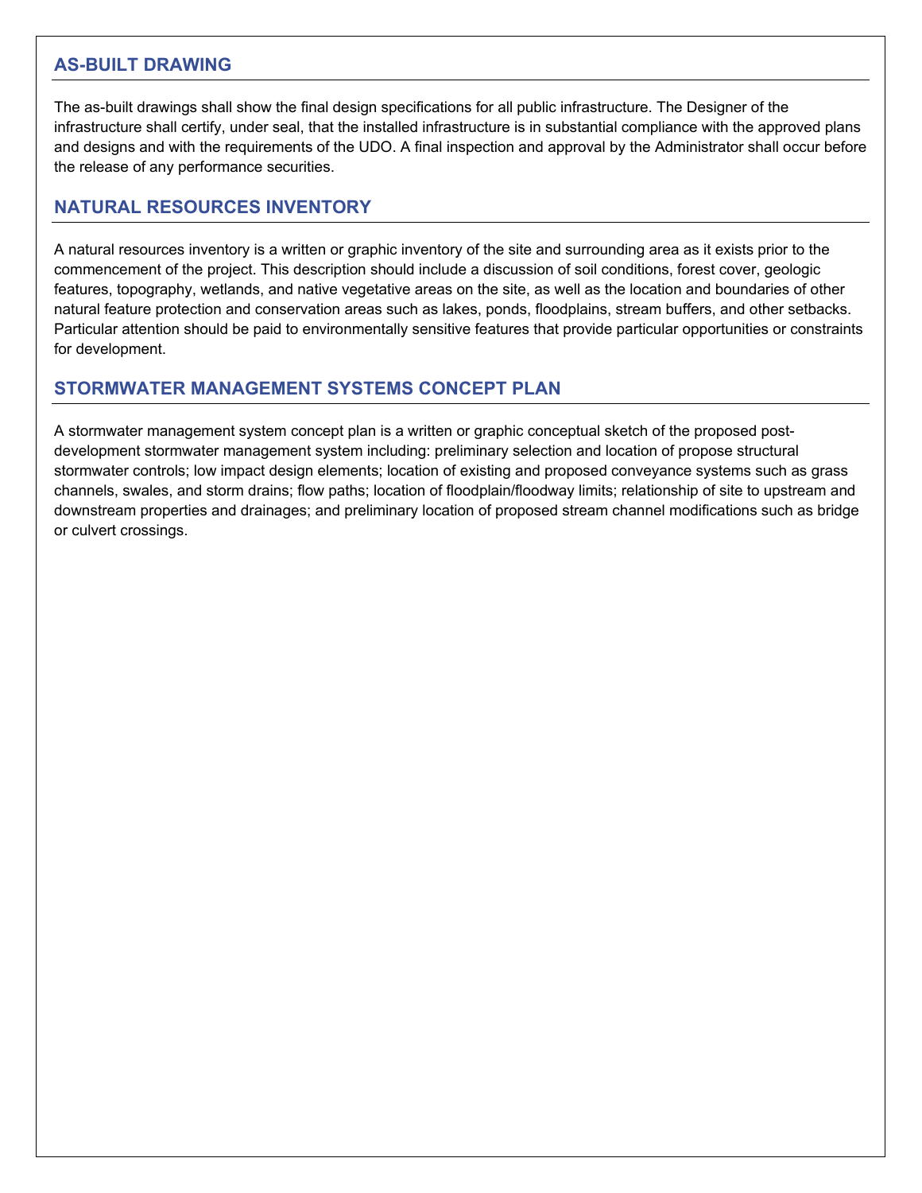## AS-BUILT DRAWING

The as-built drawings shall show the final design specifications for all public infrastructure. The Designer of the infrastructure shall certify, under seal, that the installed infrastructure is in substantial compliance with the approved plans and designs and with the requirements of the UDO. A final inspection and approval by the Administrator shall occur before the release of any performance securities.

## NATURAL RESOURCES INVENTORY

A natural resources inventory is a written or graphic inventory of the site and surrounding area as it exists prior to the commencement of the project. This description should include a discussion of soil conditions, forest cover, geologic features, topography, wetlands, and native vegetative areas on the site, as well as the location and boundaries of other natural feature protection and conservation areas such as lakes, ponds, floodplains, stream buffers, and other setbacks. Particular attention should be paid to environmentally sensitive features that provide particular opportunities or constraints for development.

## STORMWATER MANAGEMENT SYSTEMS CONCEPT PLAN

A stormwater management system concept plan is a written or graphic conceptual sketch of the proposed post-development stormwater management system including: preliminary selection and location of propose structural stormwater controls; low impact design elements; location of existing and proposed conveyance systems such as grass channels, swales, and storm drains; flow paths; location of floodplain/floodway limits; relationship of site to upstream and downstream properties and drainages; and preliminary location of proposed stream channel modifications such as bridge or culvert crossings.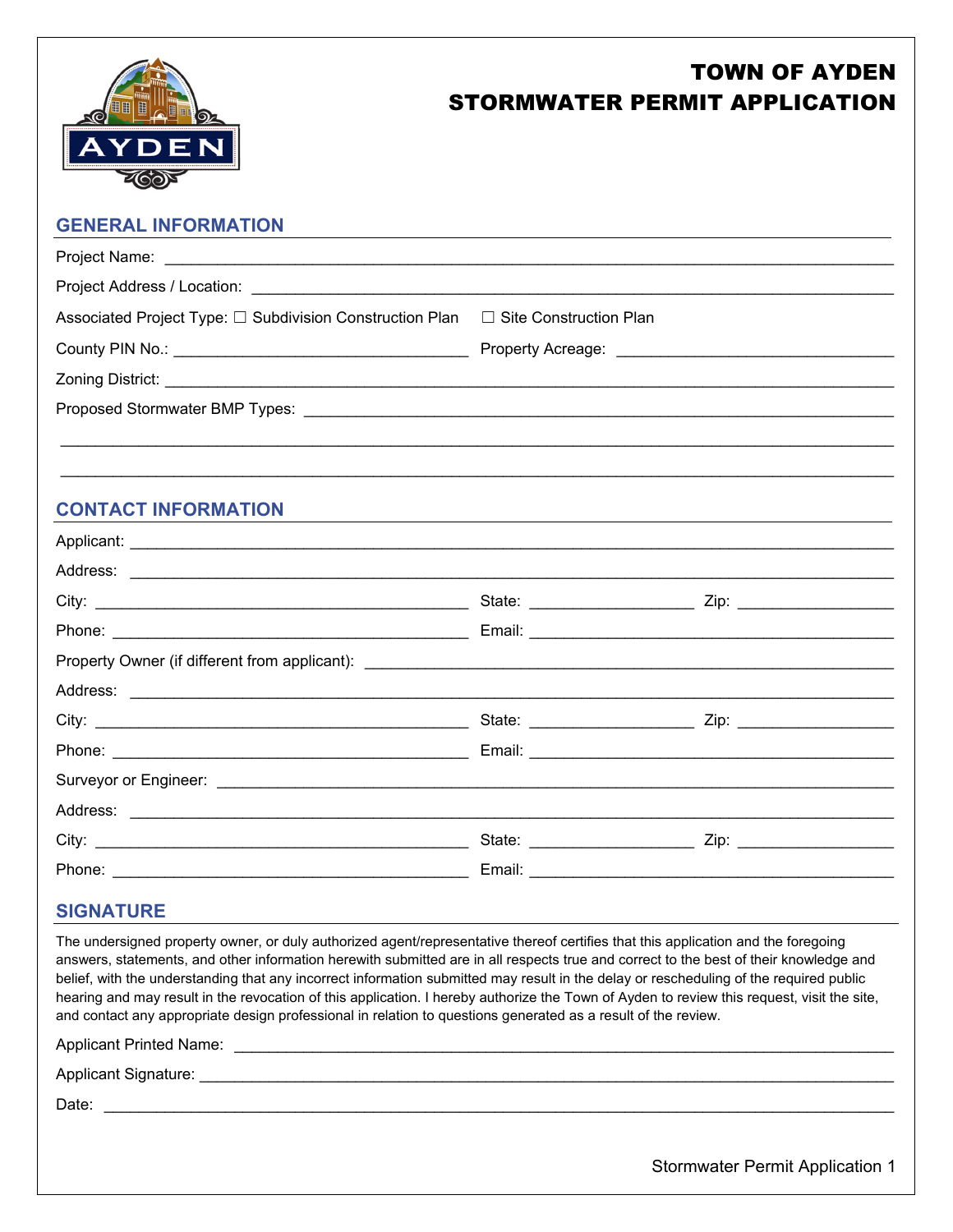# TOWN OF AYDEN
# STORMWATER PERMIT APPLICATION

## GENERAL INFORMATION

Project Name: ______________________________________________________________________

Project Address / Location: ______________________________________________________________

Associated Project Type: ☐ Subdivision Construction Plan ☐ Site Construction Plan

County PIN No.: ______________________________ Property Acreage: ____________________________

Zoning District: ______________________________________________________________________

Proposed Stormwater BMP Types: ________________________________________________________

______________________________________________________________________________________

______________________________________________________________________________________

## CONTACT INFORMATION

Applicant: ___________________________________________________________________________

Address: ____________________________________________________________________________

City: ______________________________________ State: ________________ Zip: ________________

Phone: _____________________________________ Email: ________________________________________

Property Owner (if different from applicant): ______________________________________________

Address: ____________________________________________________________________________

City: ______________________________________ State: ________________ Zip: ________________

Phone: _____________________________________ Email: ________________________________________

Surveyor or Engineer: _________________________________________________________________

Address: ____________________________________________________________________________

City: ______________________________________ State: ________________ Zip: ________________

Phone: _____________________________________ Email: ________________________________________

## SIGNATURE

The undersigned property owner, or duly authorized agent/representative thereof certifies that this application and the foregoing answers, statements, and other information herewith submitted are in all respects true and correct to the best of their knowledge and belief, with the understanding that any incorrect information submitted may result in the delay or rescheduling of the required public hearing and may result in the revocation of this application. I hereby authorize the Town of Ayden to review this request, visit the site, and contact any appropriate design professional in relation to questions generated as a result of the review.

Applicant Printed Name: _______________________________________________________________

Applicant Signature: __________________________________________________________________

Date: _______________________________________________________________________________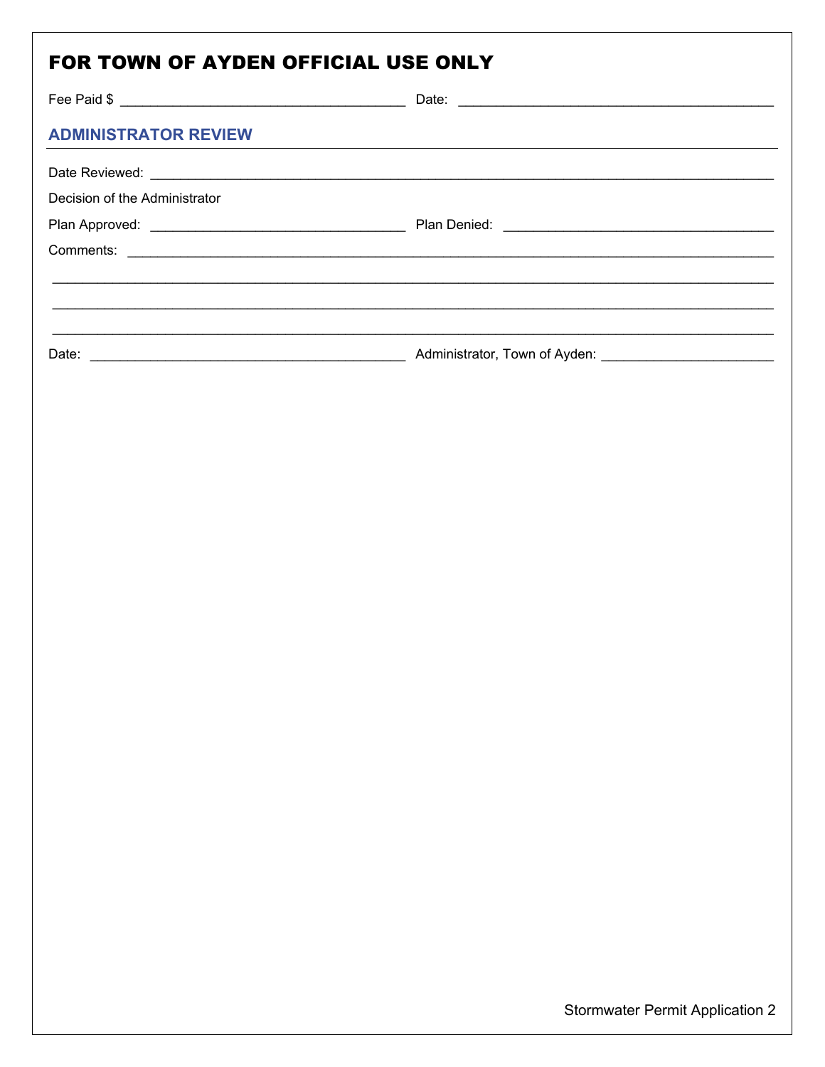# FOR TOWN OF AYDEN OFFICIAL USE ONLY

Fee Paid $ ______________________________________ Date: ________________________________________

## ADMINISTRATOR REVIEW

Date Reviewed: ______________________________________________________________________________

Decision of the Administrator

Plan Approved: __________________________________ Plan Denied: ___________________________________

Comments: _________________________________________________________________________________

___________________________________________________________________________________________

___________________________________________________________________________________________

___________________________________________________________________________________________

Date: _________________________________________ Administrator, Town of Ayden: ______________________